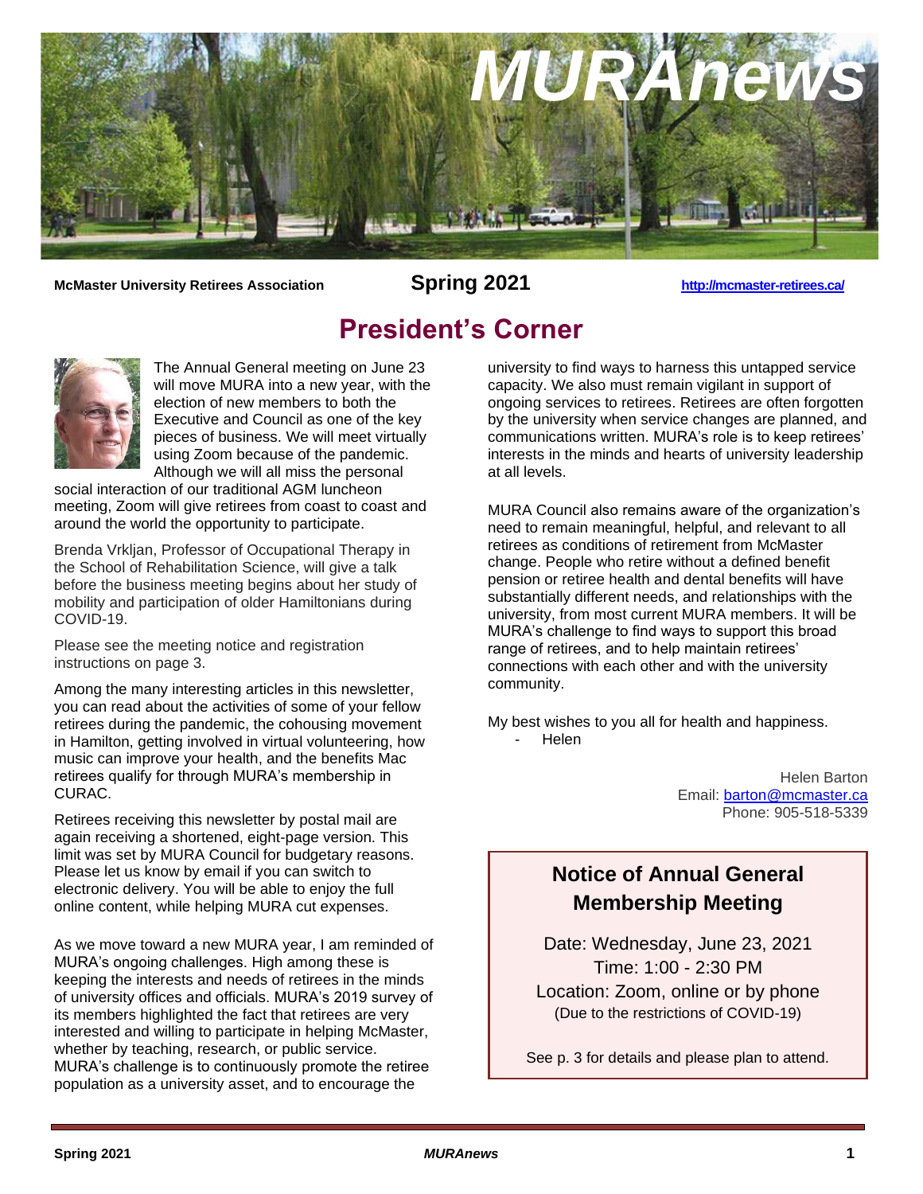# MURAnews

**McMaster University Retirees Association** **Spring 2021** http://mcmaster-retirees.ca/

## President's Corner

The Annual General meeting on June 23 will move MURA into a new year, with the election of new members to both the Executive and Council as one of the key pieces of business. We will meet virtually using Zoom because of the pandemic. Although we will all miss the personal social interaction of our traditional AGM luncheon meeting, Zoom will give retirees from coast to coast and around the world the opportunity to participate.

Brenda Vrkljan, Professor of Occupational Therapy in the School of Rehabilitation Science, will give a talk before the business meeting begins about her study of mobility and participation of older Hamiltonians during COVID-19.

Please see the meeting notice and registration instructions on page 3.

Among the many interesting articles in this newsletter, you can read about the activities of some of your fellow retirees during the pandemic, the cohousing movement in Hamilton, getting involved in virtual volunteering, how music can improve your health, and the benefits Mac retirees qualify for through MURA's membership in CURAC.

Retirees receiving this newsletter by postal mail are again receiving a shortened, eight-page version. This limit was set by MURA Council for budgetary reasons. Please let us know by email if you can switch to electronic delivery. You will be able to enjoy the full online content, while helping MURA cut expenses.

As we move toward a new MURA year, I am reminded of MURA's ongoing challenges. High among these is keeping the interests and needs of retirees in the minds of university offices and officials. MURA's 2019 survey of its members highlighted the fact that retirees are very interested and willing to participate in helping McMaster, whether by teaching, research, or public service. MURA's challenge is to continuously promote the retiree population as a university asset, and to encourage the university to find ways to harness this untapped service capacity. We also must remain vigilant in support of ongoing services to retirees. Retirees are often forgotten by the university when service changes are planned, and communications written. MURA's role is to keep retirees' interests in the minds and hearts of university leadership at all levels.

MURA Council also remains aware of the organization's need to remain meaningful, helpful, and relevant to all retirees as conditions of retirement from McMaster change. People who retire without a defined benefit pension or retiree health and dental benefits will have substantially different needs, and relationships with the university, from most current MURA members. It will be MURA's challenge to find ways to support this broad range of retirees, and to help maintain retirees' connections with each other and with the university community.

My best wishes to you all for health and happiness.

- Helen

Helen Barton
Email: barton@mcmaster.ca
Phone: 905-518-5339

### Notice of Annual General Membership Meeting

Date: Wednesday, June 23, 2021
Time: 1:00 - 2:30 PM
Location: Zoom, online or by phone
(Due to the restrictions of COVID-19)

See p. 3 for details and please plan to attend.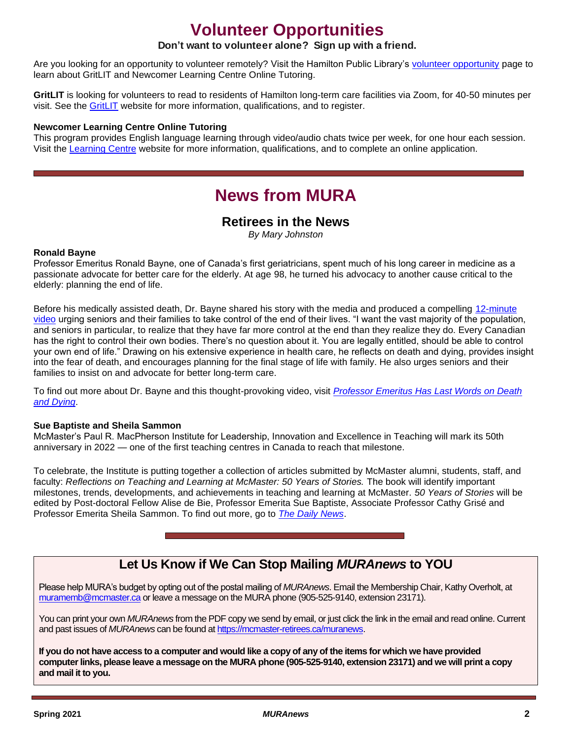# Volunteer Opportunities

**Don't want to volunteer alone? Sign up with a friend.**

Are you looking for an opportunity to volunteer remotely? Visit the Hamilton Public Library's volunteer opportunity page to learn about GritLIT and Newcomer Learning Centre Online Tutoring.

**GritLIT** is looking for volunteers to read to residents of Hamilton long-term care facilities via Zoom, for 40-50 minutes per visit. See the GritLIT website for more information, qualifications, and to register.

**Newcomer Learning Centre Online Tutoring**
This program provides English language learning through video/audio chats twice per week, for one hour each session. Visit the Learning Centre website for more information, qualifications, and to complete an online application.

# News from MURA

## Retirees in the News

*By Mary Johnston*

**Ronald Bayne**
Professor Emeritus Ronald Bayne, one of Canada's first geriatricians, spent much of his long career in medicine as a passionate advocate for better care for the elderly. At age 98, he turned his advocacy to another cause critical to the elderly: planning the end of life.

Before his medically assisted death, Dr. Bayne shared his story with the media and produced a compelling 12-minute video urging seniors and their families to take control of the end of their lives. "I want the vast majority of the population, and seniors in particular, to realize that they have far more control at the end than they realize they do. Every Canadian has the right to control their own bodies. There's no question about it. You are legally entitled, should be able to control your own end of life." Drawing on his extensive experience in health care, he reflects on death and dying, provides insight into the fear of death, and encourages planning for the final stage of life with family. He also urges seniors and their families to insist on and advocate for better long-term care.

To find out more about Dr. Bayne and this thought-provoking video, visit *Professor Emeritus Has Last Words on Death and Dying*.

**Sue Baptiste and Sheila Sammon**
McMaster's Paul R. MacPherson Institute for Leadership, Innovation and Excellence in Teaching will mark its 50th anniversary in 2022 — one of the first teaching centres in Canada to reach that milestone.

To celebrate, the Institute is putting together a collection of articles submitted by McMaster alumni, students, staff, and faculty: *Reflections on Teaching and Learning at McMaster: 50 Years of Stories.* The book will identify important milestones, trends, developments, and achievements in teaching and learning at McMaster. *50 Years of Stories* will be edited by Post-doctoral Fellow Alise de Bie, Professor Emerita Sue Baptiste, Associate Professor Cathy Grisé and Professor Emerita Sheila Sammon. To find out more, go to *The Daily News*.

## Let Us Know if We Can Stop Mailing *MURAnews* to YOU

Please help MURA's budget by opting out of the postal mailing of *MURAnews*. Email the Membership Chair, Kathy Overholt, at muramemb@mcmaster.ca or leave a message on the MURA phone (905-525-9140, extension 23171).

You can print your own *MURAnews* from the PDF copy we send by email, or just click the link in the email and read online. Current and past issues of *MURAnews* can be found at https://mcmaster-retirees.ca/muranews.

**If you do not have access to a computer and would like a copy of any of the items for which we have provided computer links, please leave a message on the MURA phone (905-525-9140, extension 23171) and we will print a copy and mail it to you.**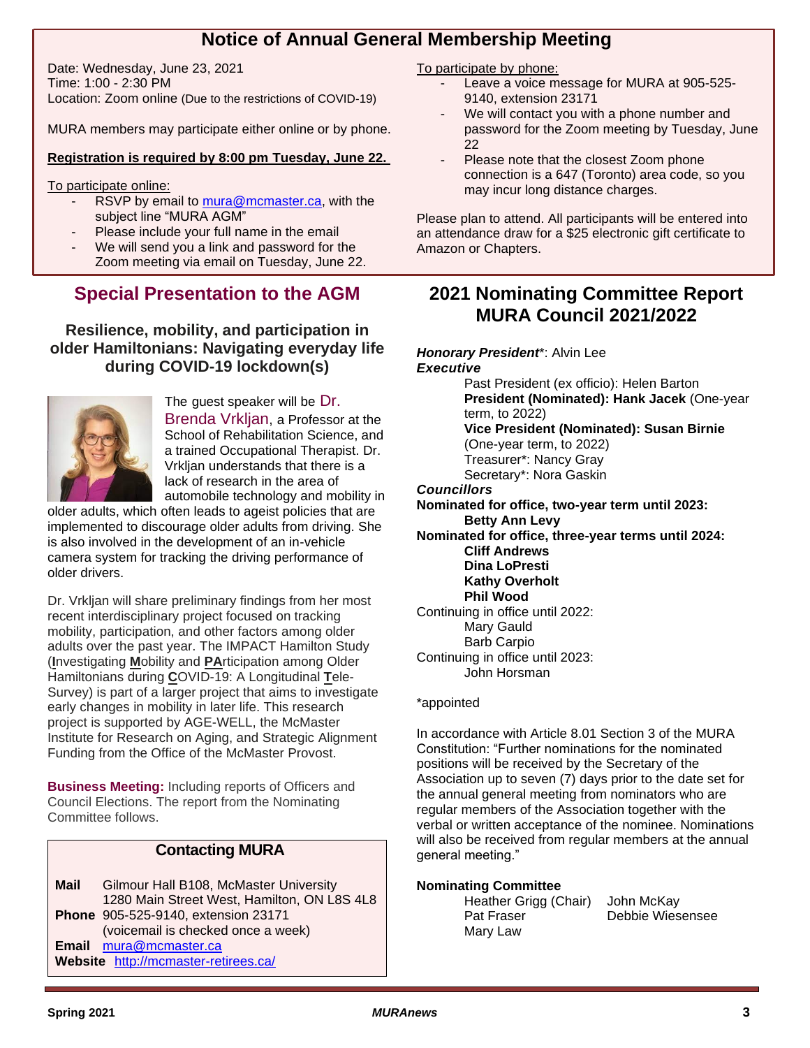# Notice of Annual General Membership Meeting

Date: Wednesday, June 23, 2021
Time: 1:00 - 2:30 PM
Location: Zoom online (Due to the restrictions of COVID-19)

MURA members may participate either online or by phone.

**Registration is required by 8:00 pm Tuesday, June 22.**

To participate online:

- RSVP by email to mura@mcmaster.ca, with the subject line "MURA AGM"
- Please include your full name in the email
- We will send you a link and password for the Zoom meeting via email on Tuesday, June 22.

To participate by phone:

- Leave a voice message for MURA at 905-525-9140, extension 23171
- We will contact you with a phone number and password for the Zoom meeting by Tuesday, June 22
- Please note that the closest Zoom phone connection is a 647 (Toronto) area code, so you may incur long distance charges.

Please plan to attend. All participants will be entered into an attendance draw for a $25 electronic gift certificate to Amazon or Chapters.

## Special Presentation to the AGM

### Resilience, mobility, and participation in older Hamiltonians: Navigating everyday life during COVID-19 lockdown(s)

The guest speaker will be Dr. Brenda Vrkljan, a Professor at the School of Rehabilitation Science, and a trained Occupational Therapist. Dr. Vrkljan understands that there is a lack of research in the area of automobile technology and mobility in older adults, which often leads to ageist policies that are implemented to discourage older adults from driving. She is also involved in the development of an in-vehicle camera system for tracking the driving performance of older drivers.

Dr. Vrkljan will share preliminary findings from her most recent interdisciplinary project focused on tracking mobility, participation, and other factors among older adults over the past year. The IMPACT Hamilton Study (**I**nvestigating **M**obility and **PA**rticipation among Older Hamiltonians during **C**OVID-19: A Longitudinal **T**ele-Survey) is part of a larger project that aims to investigate early changes in mobility in later life. This research project is supported by AGE-WELL, the McMaster Institute for Research on Aging, and Strategic Alignment Funding from the Office of the McMaster Provost.

**Business Meeting:** Including reports of Officers and Council Elections. The report from the Nominating Committee follows.

### Contacting MURA

**Mail** Gilmour Hall B108, McMaster University
1280 Main Street West, Hamilton, ON L8S 4L8
**Phone** 905-525-9140, extension 23171
(voicemail is checked once a week)
**Email** mura@mcmaster.ca
**Website** http://mcmaster-retirees.ca/

## 2021 Nominating Committee Report MURA Council 2021/2022

***Honorary President****: Alvin Lee

***Executive***

Past President (ex officio): Helen Barton
**President (Nominated): Hank Jacek** (One-year term, to 2022)
**Vice President (Nominated): Susan Birnie** (One-year term, to 2022)
Treasurer*: Nancy Gray
Secretary*: Nora Gaskin

***Councillors***

**Nominated for office, two-year term until 2023:**
**Betty Ann Levy**

**Nominated for office, three-year terms until 2024:**
**Cliff Andrews**
**Dina LoPresti**
**Kathy Overholt**
**Phil Wood**

Continuing in office until 2022:
Mary Gauld
Barb Carpio

Continuing in office until 2023:
John Horsman

*appointed

In accordance with Article 8.01 Section 3 of the MURA Constitution: "Further nominations for the nominated positions will be received by the Secretary of the Association up to seven (7) days prior to the date set for the annual general meeting from nominators who are regular members of the Association together with the verbal or written acceptance of the nominee. Nominations will also be received from regular members at the annual general meeting."

**Nominating Committee**

Heather Grigg (Chair)
Pat Fraser
Mary Law
John McKay
Debbie Wiesensee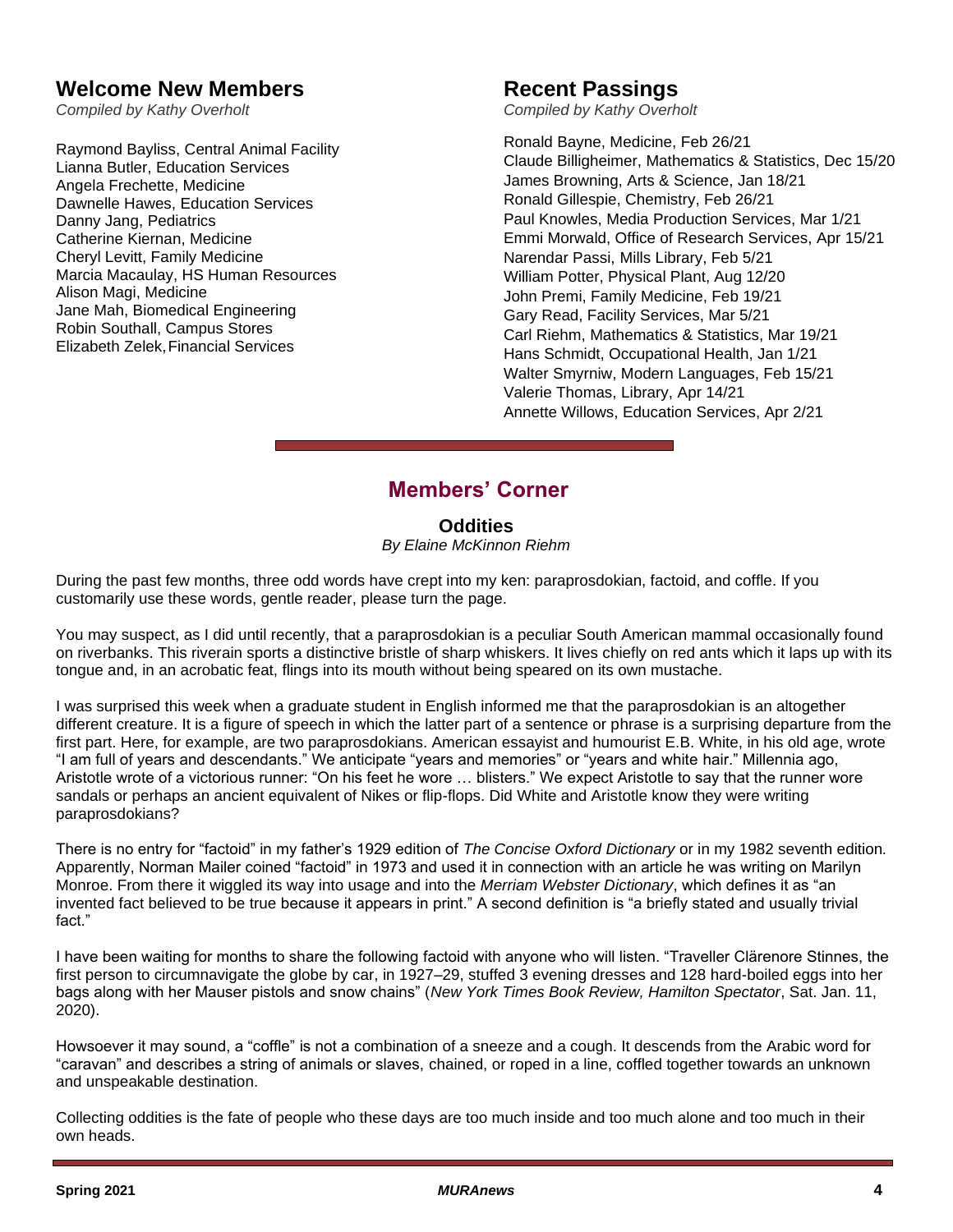## Welcome New Members

*Compiled by Kathy Overholt*

Raymond Bayliss, Central Animal Facility
Lianna Butler, Education Services
Angela Frechette, Medicine
Dawnelle Hawes, Education Services
Danny Jang, Pediatrics
Catherine Kiernan, Medicine
Cheryl Levitt, Family Medicine
Marcia Macaulay, HS Human Resources
Alison Magi, Medicine
Jane Mah, Biomedical Engineering
Robin Southall, Campus Stores
Elizabeth Zelek, Financial Services

## Recent Passings

*Compiled by Kathy Overholt*

Ronald Bayne, Medicine, Feb 26/21
Claude Billigheimer, Mathematics & Statistics, Dec 15/20
James Browning, Arts & Science, Jan 18/21
Ronald Gillespie, Chemistry, Feb 26/21
Paul Knowles, Media Production Services, Mar 1/21
Emmi Morwald, Office of Research Services, Apr 15/21
Narendar Passi, Mills Library, Feb 5/21
William Potter, Physical Plant, Aug 12/20
John Premi, Family Medicine, Feb 19/21
Gary Read, Facility Services, Mar 5/21
Carl Riehm, Mathematics & Statistics, Mar 19/21
Hans Schmidt, Occupational Health, Jan 1/21
Walter Smyrniw, Modern Languages, Feb 15/21
Valerie Thomas, Library, Apr 14/21
Annette Willows, Education Services, Apr 2/21

---

# Members' Corner

### Oddities

*By Elaine McKinnon Riehm*

During the past few months, three odd words have crept into my ken: paraprosdokian, factoid, and coffle. If you customarily use these words, gentle reader, please turn the page.

You may suspect, as I did until recently, that a paraprosdokian is a peculiar South American mammal occasionally found on riverbanks. This riverain sports a distinctive bristle of sharp whiskers. It lives chiefly on red ants which it laps up with its tongue and, in an acrobatic feat, flings into its mouth without being speared on its own mustache.

I was surprised this week when a graduate student in English informed me that the paraprosdokian is an altogether different creature. It is a figure of speech in which the latter part of a sentence or phrase is a surprising departure from the first part. Here, for example, are two paraprosdokians. American essayist and humourist E.B. White, in his old age, wrote "I am full of years and descendants." We anticipate "years and memories" or "years and white hair." Millennia ago, Aristotle wrote of a victorious runner: "On his feet he wore … blisters." We expect Aristotle to say that the runner wore sandals or perhaps an ancient equivalent of Nikes or flip-flops. Did White and Aristotle know they were writing paraprosdokians?

There is no entry for "factoid" in my father's 1929 edition of *The Concise Oxford Dictionary* or in my 1982 seventh edition. Apparently, Norman Mailer coined "factoid" in 1973 and used it in connection with an article he was writing on Marilyn Monroe. From there it wiggled its way into usage and into the *Merriam Webster Dictionary*, which defines it as "an invented fact believed to be true because it appears in print." A second definition is "a briefly stated and usually trivial fact."

I have been waiting for months to share the following factoid with anyone who will listen. "Traveller Clärenore Stinnes, the first person to circumnavigate the globe by car, in 1927–29, stuffed 3 evening dresses and 128 hard-boiled eggs into her bags along with her Mauser pistols and snow chains" (*New York Times Book Review, Hamilton Spectator*, Sat. Jan. 11, 2020).

Howsoever it may sound, a "coffle" is not a combination of a sneeze and a cough. It descends from the Arabic word for "caravan" and describes a string of animals or slaves, chained, or roped in a line, coffled together towards an unknown and unspeakable destination.

Collecting oddities is the fate of people who these days are too much inside and too much alone and too much in their own heads.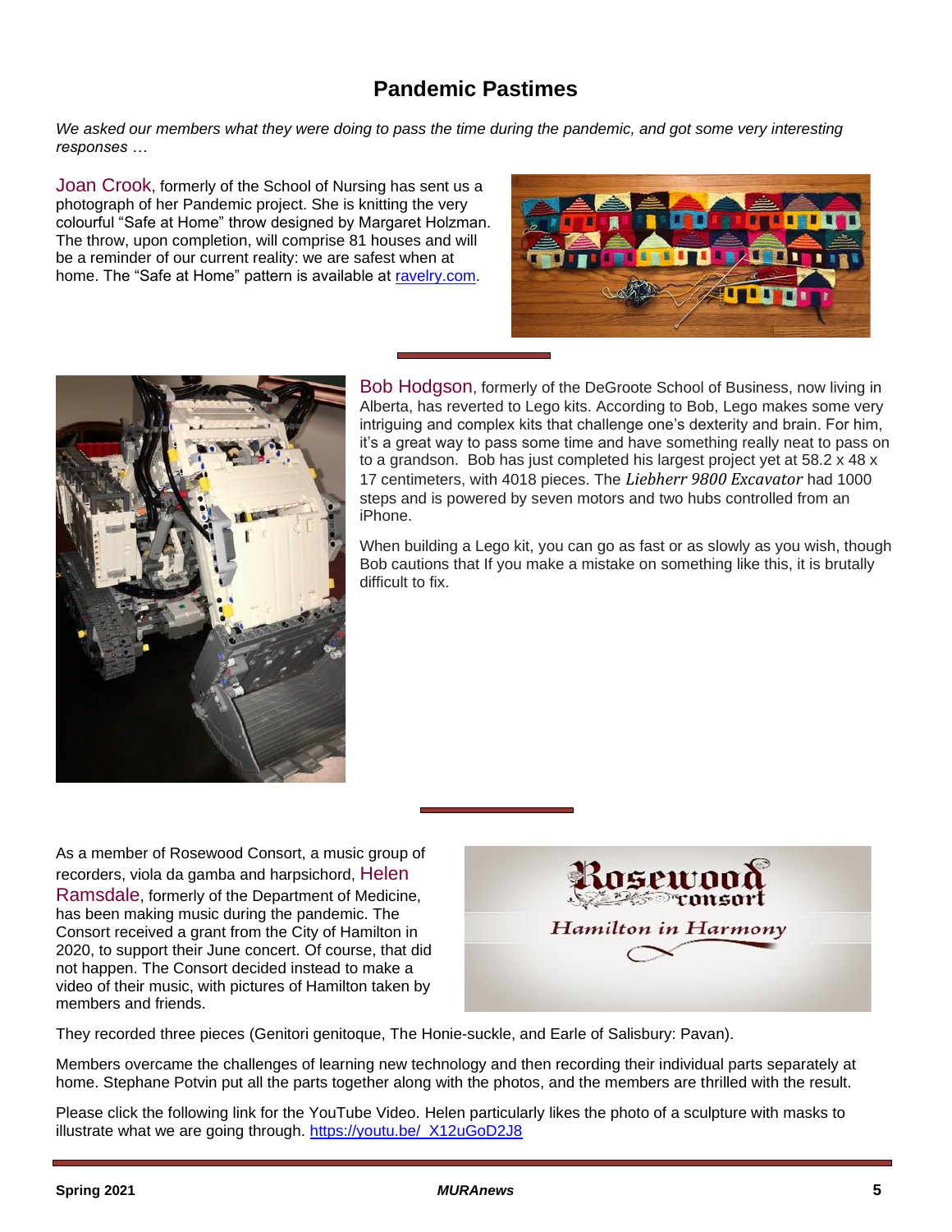# Pandemic Pastimes

*We asked our members what they were doing to pass the time during the pandemic, and got some very interesting responses …*

Joan Crook, formerly of the School of Nursing has sent us a photograph of her Pandemic project. She is knitting the very colourful "Safe at Home" throw designed by Margaret Holzman. The throw, upon completion, will comprise 81 houses and will be a reminder of our current reality: we are safest when at home. The "Safe at Home" pattern is available at [ravelry.com](ravelry.com).

Bob Hodgson, formerly of the DeGroote School of Business, now living in Alberta, has reverted to Lego kits. According to Bob, Lego makes some very intriguing and complex kits that challenge one's dexterity and brain. For him, it's a great way to pass some time and have something really neat to pass on to a grandson. Bob has just completed his largest project yet at 58.2 x 48 x 17 centimeters, with 4018 pieces. The *Liebherr 9800 Excavator* had 1000 steps and is powered by seven motors and two hubs controlled from an iPhone.

When building a Lego kit, you can go as fast or as slowly as you wish, though Bob cautions that If you make a mistake on something like this, it is brutally difficult to fix.

As a member of Rosewood Consort, a music group of recorders, viola da gamba and harpsichord, Helen Ramsdale, formerly of the Department of Medicine, has been making music during the pandemic. The Consort received a grant from the City of Hamilton in 2020, to support their June concert. Of course, that did not happen. The Consort decided instead to make a video of their music, with pictures of Hamilton taken by members and friends.

They recorded three pieces (Genitori genitoque, The Honie-suckle, and Earle of Salisbury: Pavan).

Members overcame the challenges of learning new technology and then recording their individual parts separately at home. Stephane Potvin put all the parts together along with the photos, and the members are thrilled with the result.

Please click the following link for the YouTube Video. Helen particularly likes the photo of a sculpture with masks to illustrate what we are going through. [https://youtu.be/_X12uGoD2J8](https://youtu.be/_X12uGoD2J8)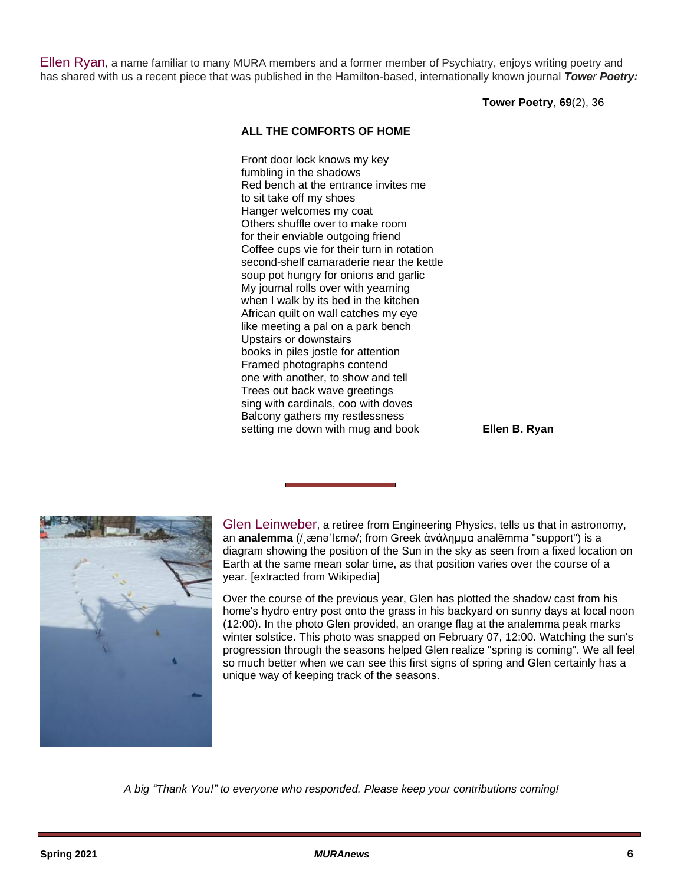Ellen Ryan, a name familiar to many MURA members and a former member of Psychiatry, enjoys writing poetry and has shared with us a recent piece that was published in the Hamilton-based, internationally known journal ***Tower Poetry:***

**Tower Poetry**, **69**(2), 36

**ALL THE COMFORTS OF HOME**

Front door lock knows my key
fumbling in the shadows
Red bench at the entrance invites me
to sit take off my shoes
Hanger welcomes my coat
Others shuffle over to make room
for their enviable outgoing friend
Coffee cups vie for their turn in rotation
second-shelf camaraderie near the kettle
soup pot hungry for onions and garlic
My journal rolls over with yearning
when I walk by its bed in the kitchen
African quilt on wall catches my eye
like meeting a pal on a park bench
Upstairs or downstairs
books in piles jostle for attention
Framed photographs contend
one with another, to show and tell
Trees out back wave greetings
sing with cardinals, coo with doves
Balcony gathers my restlessness
setting me down with mug and book

**Ellen B. Ryan**

---

Glen Leinweber, a retiree from Engineering Physics, tells us that in astronomy, an **analemma** (/ˌænəˈlɛmə/; from Greek ἀνάλημμα analēmma "support") is a diagram showing the position of the Sun in the sky as seen from a fixed location on Earth at the same mean solar time, as that position varies over the course of a year. [extracted from Wikipedia]

Over the course of the previous year, Glen has plotted the shadow cast from his home's hydro entry post onto the grass in his backyard on sunny days at local noon (12:00). In the photo Glen provided, an orange flag at the analemma peak marks winter solstice. This photo was snapped on February 07, 12:00. Watching the sun's progression through the seasons helped Glen realize "spring is coming". We all feel so much better when we can see this first signs of spring and Glen certainly has a unique way of keeping track of the seasons.

*A big "Thank You!" to everyone who responded. Please keep your contributions coming!*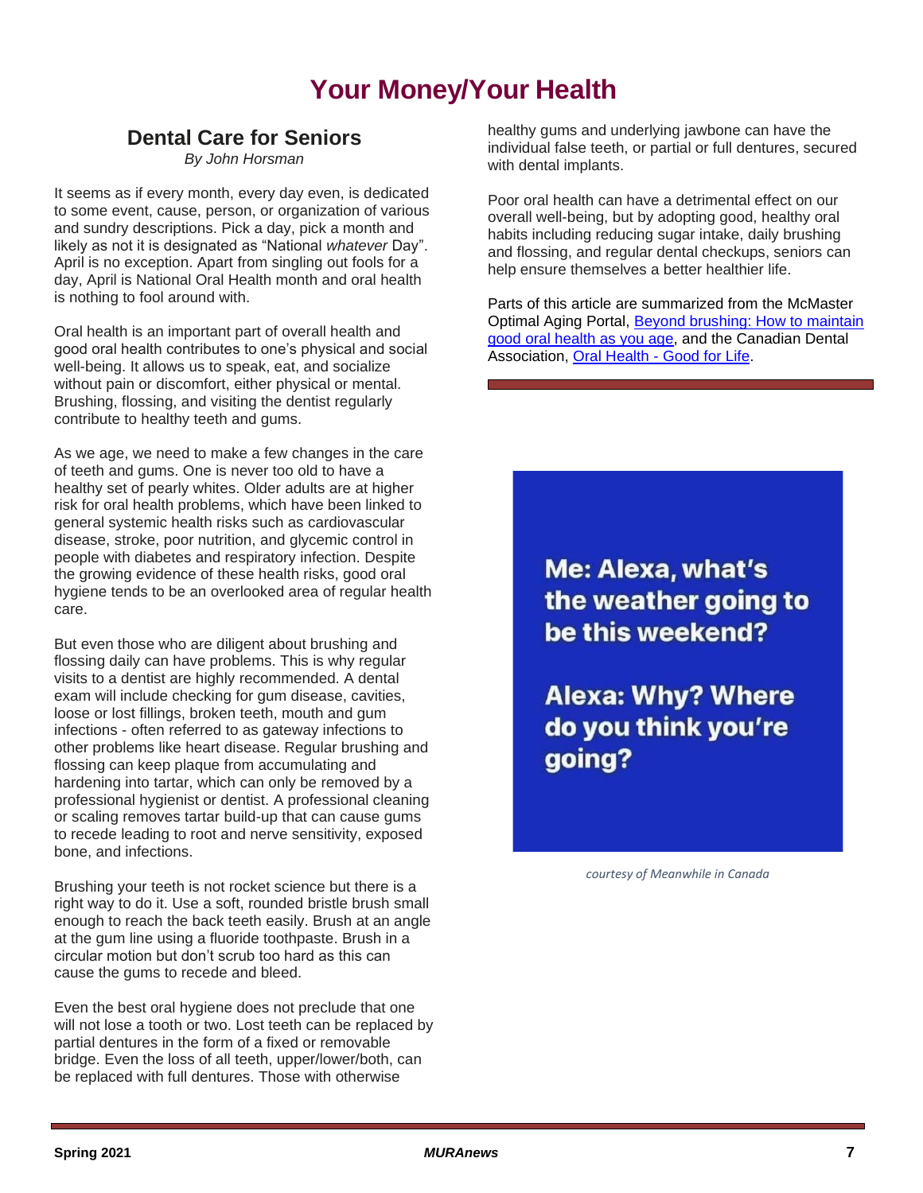# Your Money/Your Health

## Dental Care for Seniors

*By John Horsman*

It seems as if every month, every day even, is dedicated to some event, cause, person, or organization of various and sundry descriptions. Pick a day, pick a month and likely as not it is designated as "National *whatever* Day". April is no exception. Apart from singling out fools for a day, April is National Oral Health month and oral health is nothing to fool around with.

Oral health is an important part of overall health and good oral health contributes to one's physical and social well-being. It allows us to speak, eat, and socialize without pain or discomfort, either physical or mental. Brushing, flossing, and visiting the dentist regularly contribute to healthy teeth and gums.

As we age, we need to make a few changes in the care of teeth and gums. One is never too old to have a healthy set of pearly whites. Older adults are at higher risk for oral health problems, which have been linked to general systemic health risks such as cardiovascular disease, stroke, poor nutrition, and glycemic control in people with diabetes and respiratory infection. Despite the growing evidence of these health risks, good oral hygiene tends to be an overlooked area of regular health care.

But even those who are diligent about brushing and flossing daily can have problems. This is why regular visits to a dentist are highly recommended. A dental exam will include checking for gum disease, cavities, loose or lost fillings, broken teeth, mouth and gum infections - often referred to as gateway infections to other problems like heart disease. Regular brushing and flossing can keep plaque from accumulating and hardening into tartar, which can only be removed by a professional hygienist or dentist. A professional cleaning or scaling removes tartar build-up that can cause gums to recede leading to root and nerve sensitivity, exposed bone, and infections.

Brushing your teeth is not rocket science but there is a right way to do it. Use a soft, rounded bristle brush small enough to reach the back teeth easily. Brush at an angle at the gum line using a fluoride toothpaste. Brush in a circular motion but don't scrub too hard as this can cause the gums to recede and bleed.

Even the best oral hygiene does not preclude that one will not lose a tooth or two. Lost teeth can be replaced by partial dentures in the form of a fixed or removable bridge. Even the loss of all teeth, upper/lower/both, can be replaced with full dentures. Those with otherwise healthy gums and underlying jawbone can have the individual false teeth, or partial or full dentures, secured with dental implants.

Poor oral health can have a detrimental effect on our overall well-being, but by adopting good, healthy oral habits including reducing sugar intake, daily brushing and flossing, and regular dental checkups, seniors can help ensure themselves a better healthier life.

Parts of this article are summarized from the McMaster Optimal Aging Portal, [Beyond brushing: How to maintain good oral health as you age](), and the Canadian Dental Association, [Oral Health - Good for Life]().

---

**Me: Alexa, what's the weather going to be this weekend?**

**Alexa: Why? Where do you think you're going?**

*courtesy of Meanwhile in Canada*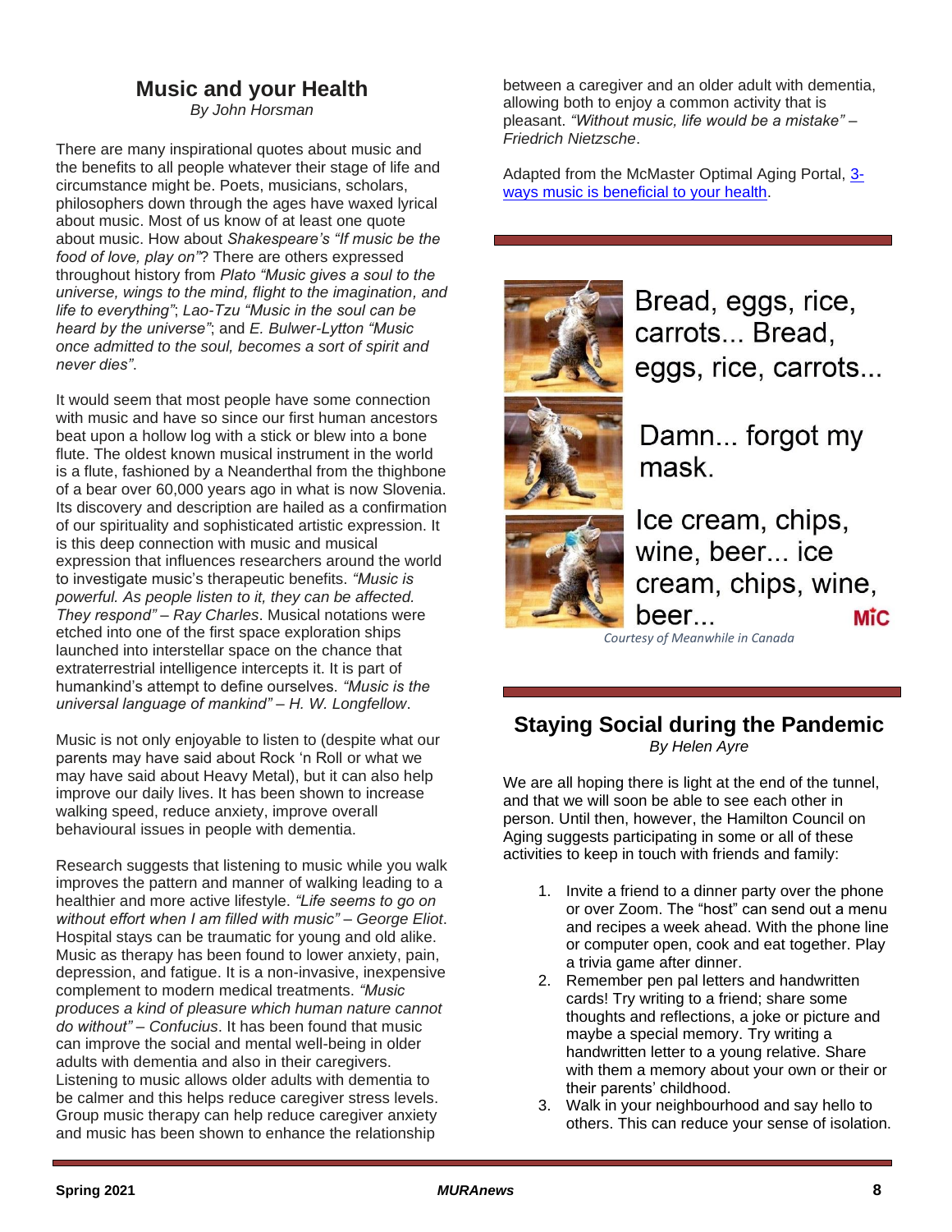## Music and your Health

*By John Horsman*

There are many inspirational quotes about music and the benefits to all people whatever their stage of life and circumstance might be. Poets, musicians, scholars, philosophers down through the ages have waxed lyrical about music. Most of us know of at least one quote about music. How about *Shakespeare's "If music be the food of love, play on"*? There are others expressed throughout history from *Plato "Music gives a soul to the universe, wings to the mind, flight to the imagination, and life to everything"*; *Lao-Tzu "Music in the soul can be heard by the universe"*; and *E. Bulwer-Lytton "Music once admitted to the soul, becomes a sort of spirit and never dies"*.

It would seem that most people have some connection with music and have so since our first human ancestors beat upon a hollow log with a stick or blew into a bone flute. The oldest known musical instrument in the world is a flute, fashioned by a Neanderthal from the thighbone of a bear over 60,000 years ago in what is now Slovenia. Its discovery and description are hailed as a confirmation of our spirituality and sophisticated artistic expression. It is this deep connection with music and musical expression that influences researchers around the world to investigate music's therapeutic benefits. *"Music is powerful. As people listen to it, they can be affected. They respond" – Ray Charles*. Musical notations were etched into one of the first space exploration ships launched into interstellar space on the chance that extraterrestrial intelligence intercepts it. It is part of humankind's attempt to define ourselves. *"Music is the universal language of mankind" – H. W. Longfellow*.

Music is not only enjoyable to listen to (despite what our parents may have said about Rock 'n Roll or what we may have said about Heavy Metal), but it can also help improve our daily lives. It has been shown to increase walking speed, reduce anxiety, improve overall behavioural issues in people with dementia.

Research suggests that listening to music while you walk improves the pattern and manner of walking leading to a healthier and more active lifestyle. *"Life seems to go on without effort when I am filled with music" – George Eliot*. Hospital stays can be traumatic for young and old alike. Music as therapy has been found to lower anxiety, pain, depression, and fatigue. It is a non-invasive, inexpensive complement to modern medical treatments. *"Music produces a kind of pleasure which human nature cannot do without" – Confucius*. It has been found that music can improve the social and mental well-being in older adults with dementia and also in their caregivers. Listening to music allows older adults with dementia to be calmer and this helps reduce caregiver stress levels. Group music therapy can help reduce caregiver anxiety and music has been shown to enhance the relationship between a caregiver and an older adult with dementia, allowing both to enjoy a common activity that is pleasant. *"Without music, life would be a mistake" – Friedrich Nietzsche*.

Adapted from the McMaster Optimal Aging Portal, [3-ways music is beneficial to your health](#).

---

Bread, eggs, rice, carrots... Bread, eggs, rice, carrots...

Damn... forgot my mask.

Ice cream, chips, wine, beer... ice cream, chips, wine, beer...

MiC

*Courtesy of Meanwhile in Canada*

---

## Staying Social during the Pandemic

*By Helen Ayre*

We are all hoping there is light at the end of the tunnel, and that we will soon be able to see each other in person. Until then, however, the Hamilton Council on Aging suggests participating in some or all of these activities to keep in touch with friends and family:

1. Invite a friend to a dinner party over the phone or over Zoom. The "host" can send out a menu and recipes a week ahead. With the phone line or computer open, cook and eat together. Play a trivia game after dinner.
2. Remember pen pal letters and handwritten cards! Try writing to a friend; share some thoughts and reflections, a joke or picture and maybe a special memory. Try writing a handwritten letter to a young relative. Share with them a memory about your own or their or their parents' childhood.
3. Walk in your neighbourhood and say hello to others. This can reduce your sense of isolation.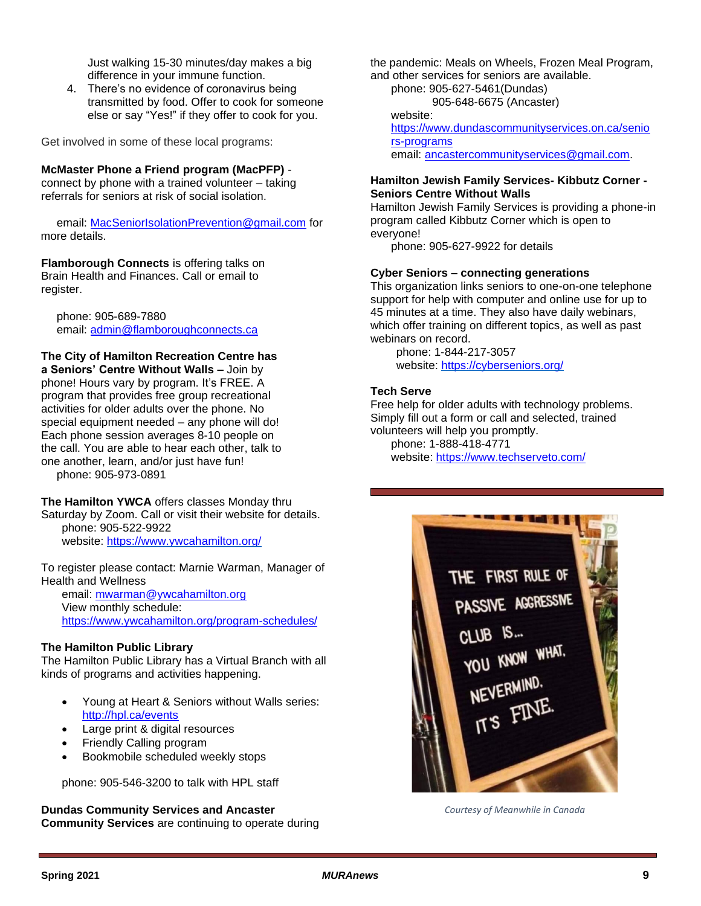Just walking 15-30 minutes/day makes a big difference in your immune function.

4. There's no evidence of coronavirus being transmitted by food. Offer to cook for someone else or say "Yes!" if they offer to cook for you.

Get involved in some of these local programs:

**McMaster Phone a Friend program (MacPFP)** - connect by phone with a trained volunteer – taking referrals for seniors at risk of social isolation.

email: MacSeniorIsolationPrevention@gmail.com for more details.

**Flamborough Connects** is offering talks on Brain Health and Finances. Call or email to register.

phone: 905-689-7880
email: admin@flamboroughconnects.ca

**The City of Hamilton Recreation Centre has a Seniors' Centre Without Walls –** Join by phone! Hours vary by program. It's FREE. A program that provides free group recreational activities for older adults over the phone. No special equipment needed – any phone will do! Each phone session averages 8-10 people on the call. You are able to hear each other, talk to one another, learn, and/or just have fun!
phone: 905-973-0891

**The Hamilton YWCA** offers classes Monday thru Saturday by Zoom. Call or visit their website for details.
phone: 905-522-9922
website: https://www.ywcahamilton.org/

To register please contact: Marnie Warman, Manager of Health and Wellness
email: mwarman@ywcahamilton.org
View monthly schedule:
https://www.ywcahamilton.org/program-schedules/

**The Hamilton Public Library**
The Hamilton Public Library has a Virtual Branch with all kinds of programs and activities happening.

- Young at Heart & Seniors without Walls series: http://hpl.ca/events
- Large print & digital resources
- Friendly Calling program
- Bookmobile scheduled weekly stops

phone: 905-546-3200 to talk with HPL staff

**Dundas Community Services and Ancaster Community Services** are continuing to operate during the pandemic: Meals on Wheels, Frozen Meal Program, and other services for seniors are available.
phone: 905-627-5461(Dundas)
905-648-6675 (Ancaster)
website:
https://www.dundascommunityservices.on.ca/seniors-programs
email: ancastercommunityservices@gmail.com.

**Hamilton Jewish Family Services- Kibbutz Corner - Seniors Centre Without Walls**
Hamilton Jewish Family Services is providing a phone-in program called Kibbutz Corner which is open to everyone!
phone: 905-627-9922 for details

**Cyber Seniors – connecting generations**
This organization links seniors to one-on-one telephone support for help with computer and online use for up to 45 minutes at a time. They also have daily webinars, which offer training on different topics, as well as past webinars on record.
phone: 1-844-217-3057
website: https://cyberseniors.org/

**Tech Serve**
Free help for older adults with technology problems. Simply fill out a form or call and selected, trained volunteers will help you promptly.
phone: 1-888-418-4771
website: https://www.techserveto.com/

*Courtesy of Meanwhile in Canada*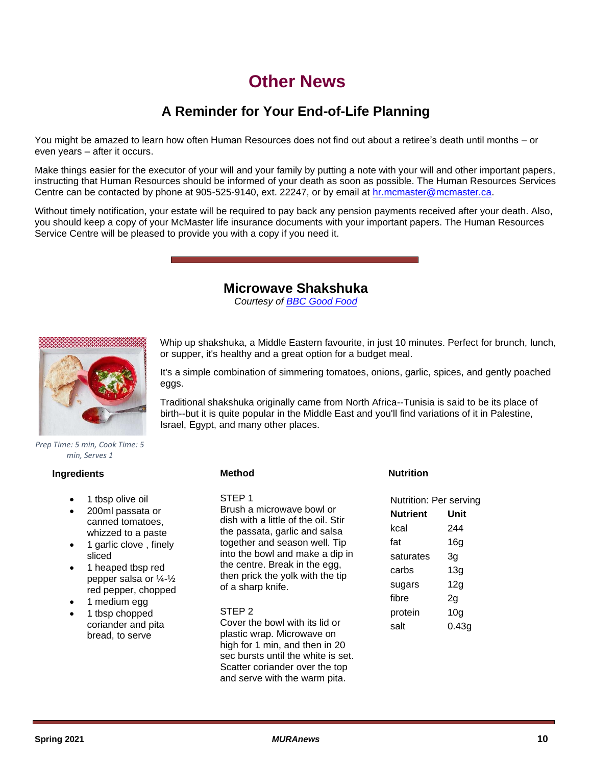# Other News

## A Reminder for Your End-of-Life Planning

You might be amazed to learn how often Human Resources does not find out about a retiree's death until months – or even years – after it occurs.

Make things easier for the executor of your will and your family by putting a note with your will and other important papers, instructing that Human Resources should be informed of your death as soon as possible. The Human Resources Services Centre can be contacted by phone at 905-525-9140, ext. 22247, or by email at hr.mcmaster@mcmaster.ca.

Without timely notification, your estate will be required to pay back any pension payments received after your death. Also, you should keep a copy of your McMaster life insurance documents with your important papers. The Human Resources Service Centre will be pleased to provide you with a copy if you need it.

---

## Microwave Shakshuka

*Courtesy of BBC Good Food*

Whip up shakshuka, a Middle Eastern favourite, in just 10 minutes. Perfect for brunch, lunch, or supper, it's healthy and a great option for a budget meal.

It's a simple combination of simmering tomatoes, onions, garlic, spices, and gently poached eggs.

Traditional shakshuka originally came from North Africa--Tunisia is said to be its place of birth--but it is quite popular in the Middle East and you'll find variations of it in Palestine, Israel, Egypt, and many other places.

*Prep Time: 5 min, Cook Time: 5 min, Serves 1*

### Ingredients

- 1 tbsp olive oil
- 200ml passata or canned tomatoes, whizzed to a paste
- 1 garlic clove , finely sliced
- 1 heaped tbsp red pepper salsa or ¼-½ red pepper, chopped
- 1 medium egg
- 1 tbsp chopped coriander and pita bread, to serve

### Method

STEP 1
Brush a microwave bowl or dish with a little of the oil. Stir the passata, garlic and salsa together and season well. Tip into the bowl and make a dip in the centre. Break in the egg, then prick the yolk with the tip of a sharp knife.

STEP 2
Cover the bowl with its lid or plastic wrap. Microwave on high for 1 min, and then in 20 sec bursts until the white is set. Scatter coriander over the top and serve with the warm pita.

### Nutrition

Nutrition: Per serving

| Nutrient | Unit |
|---|---|
| kcal | 244 |
| fat | 16g |
| saturates | 3g |
| carbs | 13g |
| sugars | 12g |
| fibre | 2g |
| protein | 10g |
| salt | 0.43g |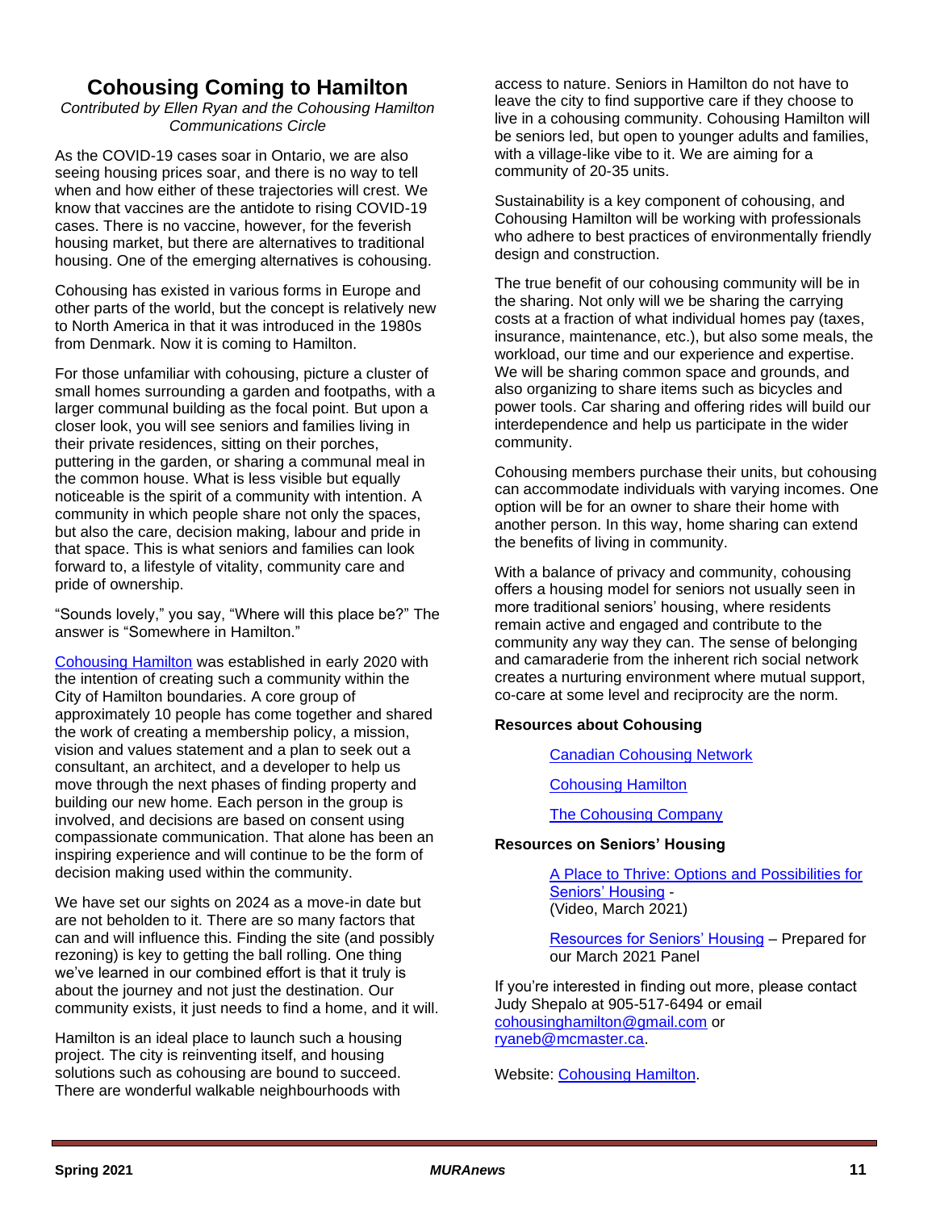# Cohousing Coming to Hamilton

*Contributed by Ellen Ryan and the Cohousing Hamilton Communications Circle*

As the COVID-19 cases soar in Ontario, we are also seeing housing prices soar, and there is no way to tell when and how either of these trajectories will crest. We know that vaccines are the antidote to rising COVID-19 cases. There is no vaccine, however, for the feverish housing market, but there are alternatives to traditional housing. One of the emerging alternatives is cohousing.

Cohousing has existed in various forms in Europe and other parts of the world, but the concept is relatively new to North America in that it was introduced in the 1980s from Denmark. Now it is coming to Hamilton.

For those unfamiliar with cohousing, picture a cluster of small homes surrounding a garden and footpaths, with a larger communal building as the focal point. But upon a closer look, you will see seniors and families living in their private residences, sitting on their porches, puttering in the garden, or sharing a communal meal in the common house. What is less visible but equally noticeable is the spirit of a community with intention. A community in which people share not only the spaces, but also the care, decision making, labour and pride in that space. This is what seniors and families can look forward to, a lifestyle of vitality, community care and pride of ownership.

"Sounds lovely," you say, "Where will this place be?" The answer is "Somewhere in Hamilton."

Cohousing Hamilton was established in early 2020 with the intention of creating such a community within the City of Hamilton boundaries. A core group of approximately 10 people has come together and shared the work of creating a membership policy, a mission, vision and values statement and a plan to seek out a consultant, an architect, and a developer to help us move through the next phases of finding property and building our new home. Each person in the group is involved, and decisions are based on consent using compassionate communication. That alone has been an inspiring experience and will continue to be the form of decision making used within the community.

We have set our sights on 2024 as a move-in date but are not beholden to it. There are so many factors that can and will influence this. Finding the site (and possibly rezoning) is key to getting the ball rolling. One thing we've learned in our combined effort is that it truly is about the journey and not just the destination. Our community exists, it just needs to find a home, and it will.

Hamilton is an ideal place to launch such a housing project. The city is reinventing itself, and housing solutions such as cohousing are bound to succeed. There are wonderful walkable neighbourhoods with access to nature. Seniors in Hamilton do not have to leave the city to find supportive care if they choose to live in a cohousing community. Cohousing Hamilton will be seniors led, but open to younger adults and families, with a village-like vibe to it. We are aiming for a community of 20-35 units.

Sustainability is a key component of cohousing, and Cohousing Hamilton will be working with professionals who adhere to best practices of environmentally friendly design and construction.

The true benefit of our cohousing community will be in the sharing. Not only will we be sharing the carrying costs at a fraction of what individual homes pay (taxes, insurance, maintenance, etc.), but also some meals, the workload, our time and our experience and expertise. We will be sharing common space and grounds, and also organizing to share items such as bicycles and power tools. Car sharing and offering rides will build our interdependence and help us participate in the wider community.

Cohousing members purchase their units, but cohousing can accommodate individuals with varying incomes. One option will be for an owner to share their home with another person. In this way, home sharing can extend the benefits of living in community.

With a balance of privacy and community, cohousing offers a housing model for seniors not usually seen in more traditional seniors' housing, where residents remain active and engaged and contribute to the community any way they can. The sense of belonging and camaraderie from the inherent rich social network creates a nurturing environment where mutual support, co-care at some level and reciprocity are the norm.

**Resources about Cohousing**

- Canadian Cohousing Network
- Cohousing Hamilton
- The Cohousing Company

**Resources on Seniors' Housing**

- A Place to Thrive: Options and Possibilities for Seniors' Housing - (Video, March 2021)
- Resources for Seniors' Housing – Prepared for our March 2021 Panel

If you're interested in finding out more, please contact Judy Shepalo at 905-517-6494 or email cohousinghamilton@gmail.com or ryaneb@mcmaster.ca.

Website: Cohousing Hamilton.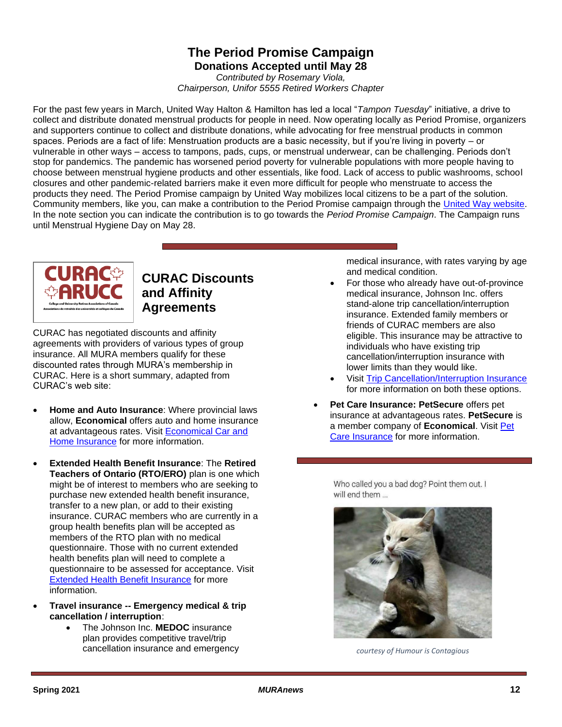# The Period Promise Campaign

## Donations Accepted until May 28

*Contributed by Rosemary Viola,*
*Chairperson, Unifor 5555 Retired Workers Chapter*

For the past few years in March, United Way Halton & Hamilton has led a local "*Tampon Tuesday*" initiative, a drive to collect and distribute donated menstrual products for people in need. Now operating locally as Period Promise, organizers and supporters continue to collect and distribute donations, while advocating for free menstrual products in common spaces. Periods are a fact of life: Menstruation products are a basic necessity, but if you're living in poverty – or vulnerable in other ways – access to tampons, pads, cups, or menstrual underwear, can be challenging. Periods don't stop for pandemics. The pandemic has worsened period poverty for vulnerable populations with more people having to choose between menstrual hygiene products and other essentials, like food. Lack of access to public washrooms, school closures and other pandemic-related barriers make it even more difficult for people who menstruate to access the products they need. The Period Promise campaign by United Way mobilizes local citizens to be a part of the solution. Community members, like you, can make a contribution to the Period Promise campaign through the United Way website. In the note section you can indicate the contribution is to go towards the *Period Promise Campaign*. The Campaign runs until Menstrual Hygiene Day on May 28.

## CURAC Discounts and Affinity Agreements

CURAC has negotiated discounts and affinity agreements with providers of various types of group insurance. All MURA members qualify for these discounted rates through MURA's membership in CURAC. Here is a short summary, adapted from CURAC's web site:

- **Home and Auto Insurance**: Where provincial laws allow, **Economical** offers auto and home insurance at advantageous rates. Visit Economical Car and Home Insurance for more information.

- **Extended Health Benefit Insurance**: The **Retired Teachers of Ontario (RTO/ERO)** plan is one which might be of interest to members who are seeking to purchase new extended health benefit insurance, transfer to a new plan, or add to their existing insurance. CURAC members who are currently in a group health benefits plan will be accepted as members of the RTO plan with no medical questionnaire. Those with no current extended health benefits plan will need to complete a questionnaire to be assessed for acceptance. Visit Extended Health Benefit Insurance for more information.

- **Travel insurance -- Emergency medical & trip cancellation / interruption**:
  - The Johnson Inc. **MEDOC** insurance plan provides competitive travel/trip cancellation insurance and emergency medical insurance, with rates varying by age and medical condition.
  - For those who already have out-of-province medical insurance, Johnson Inc. offers stand-alone trip cancellation/interruption insurance. Extended family members or friends of CURAC members are also eligible. This insurance may be attractive to individuals who have existing trip cancellation/interruption insurance with lower limits than they would like.
  - Visit Trip Cancellation/Interruption Insurance for more information on both these options.

- **Pet Care Insurance: PetSecure** offers pet insurance at advantageous rates. **PetSecure** is a member company of **Economical**. Visit Pet Care Insurance for more information.

Who called you a bad dog? Point them out. I will end them ...

*courtesy of Humour is Contagious*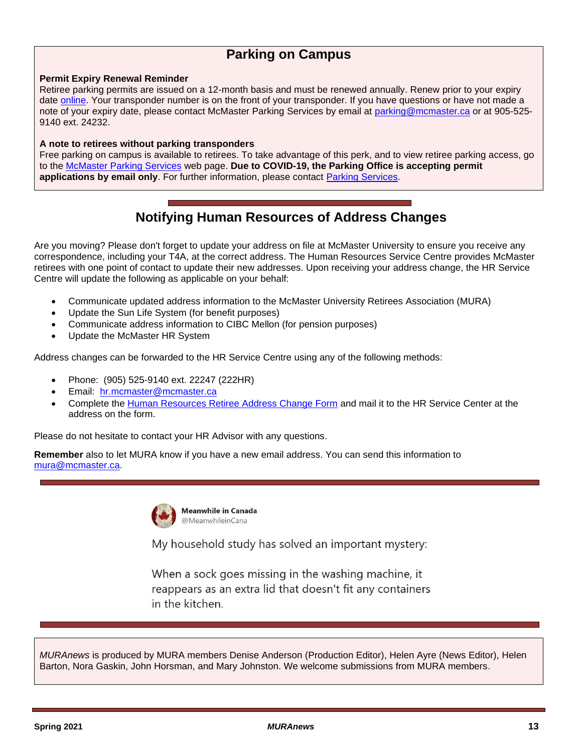## Parking on Campus

**Permit Expiry Renewal Reminder**

Retiree parking permits are issued on a 12-month basis and must be renewed annually. Renew prior to your expiry date online. Your transponder number is on the front of your transponder. If you have questions or have not made a note of your expiry date, please contact McMaster Parking Services by email at parking@mcmaster.ca or at 905-525-9140 ext. 24232.

**A note to retirees without parking transponders**

Free parking on campus is available to retirees. To take advantage of this perk, and to view retiree parking access, go to the McMaster Parking Services web page. **Due to COVID-19, the Parking Office is accepting permit applications by email only**. For further information, please contact Parking Services.

## Notifying Human Resources of Address Changes

Are you moving? Please don't forget to update your address on file at McMaster University to ensure you receive any correspondence, including your T4A, at the correct address. The Human Resources Service Centre provides McMaster retirees with one point of contact to update their new addresses. Upon receiving your address change, the HR Service Centre will update the following as applicable on your behalf:

- Communicate updated address information to the McMaster University Retirees Association (MURA)
- Update the Sun Life System (for benefit purposes)
- Communicate address information to CIBC Mellon (for pension purposes)
- Update the McMaster HR System

Address changes can be forwarded to the HR Service Centre using any of the following methods:

- Phone: (905) 525-9140 ext. 22247 (222HR)
- Email: hr.mcmaster@mcmaster.ca
- Complete the Human Resources Retiree Address Change Form and mail it to the HR Service Center at the address on the form.

Please do not hesitate to contact your HR Advisor with any questions.

**Remember** also to let MURA know if you have a new email address. You can send this information to mura@mcmaster.ca.

Meanwhile in Canada
@MeanwhileinCana

My household study has solved an important mystery:

When a sock goes missing in the washing machine, it reappears as an extra lid that doesn't fit any containers in the kitchen.

*MURAnews* is produced by MURA members Denise Anderson (Production Editor), Helen Ayre (News Editor), Helen Barton, Nora Gaskin, John Horsman, and Mary Johnston. We welcome submissions from MURA members.